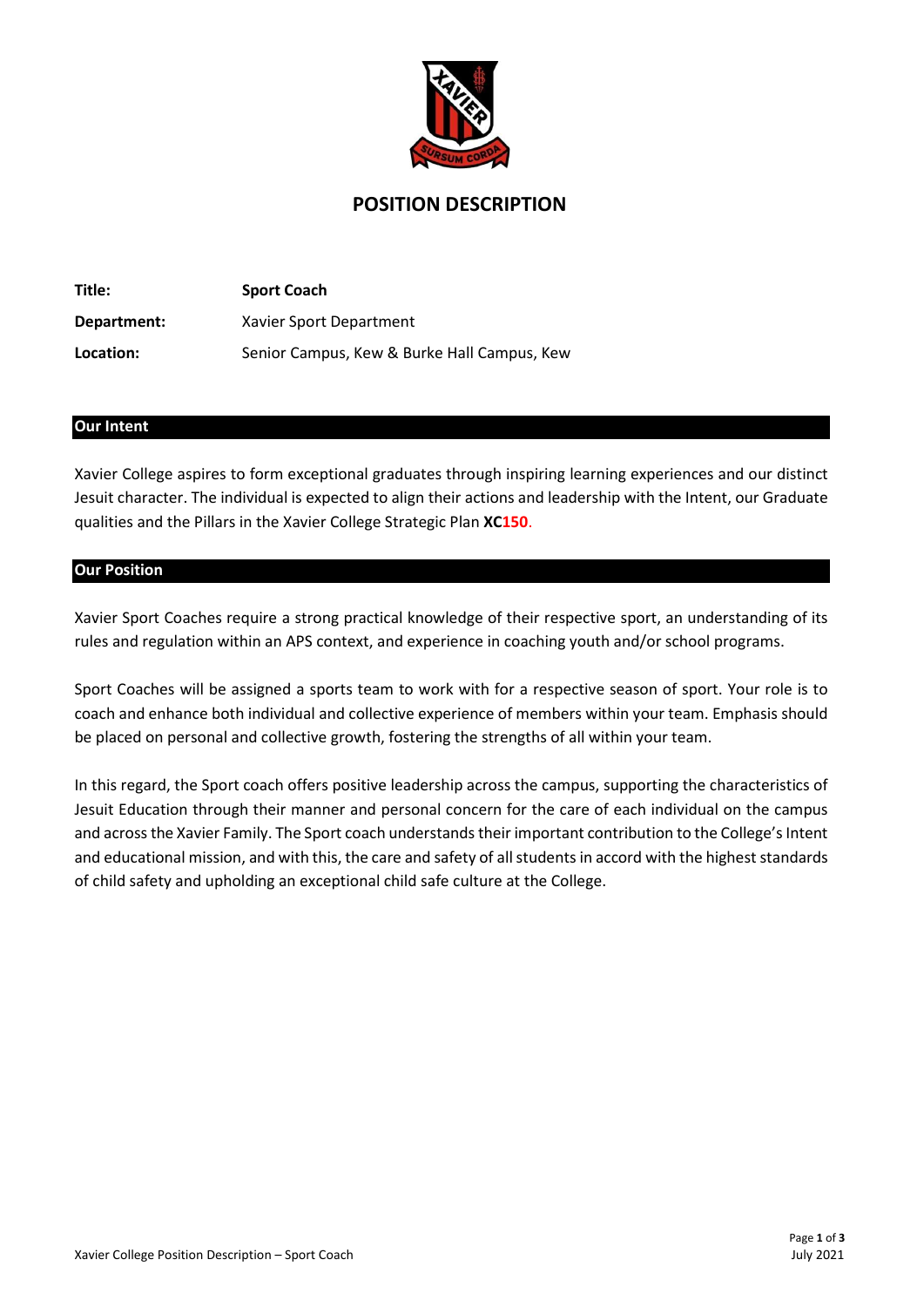# POSITION DESCRIPTION

| | |
|---|---|
| **Title:** | **Sport Coach** |
| **Department:** | Xavier Sport Department |
| **Location:** | Senior Campus, Kew & Burke Hall Campus, Kew |

## Our Intent

Xavier College aspires to form exceptional graduates through inspiring learning experiences and our distinct Jesuit character. The individual is expected to align their actions and leadership with the Intent, our Graduate qualities and the Pillars in the Xavier College Strategic Plan **XC150**.

## Our Position

Xavier Sport Coaches require a strong practical knowledge of their respective sport, an understanding of its rules and regulation within an APS context, and experience in coaching youth and/or school programs.

Sport Coaches will be assigned a sports team to work with for a respective season of sport. Your role is to coach and enhance both individual and collective experience of members within your team. Emphasis should be placed on personal and collective growth, fostering the strengths of all within your team.

In this regard, the Sport coach offers positive leadership across the campus, supporting the characteristics of Jesuit Education through their manner and personal concern for the care of each individual on the campus and across the Xavier Family. The Sport coach understands their important contribution to the College's Intent and educational mission, and with this, the care and safety of all students in accord with the highest standards of child safety and upholding an exceptional child safe culture at the College.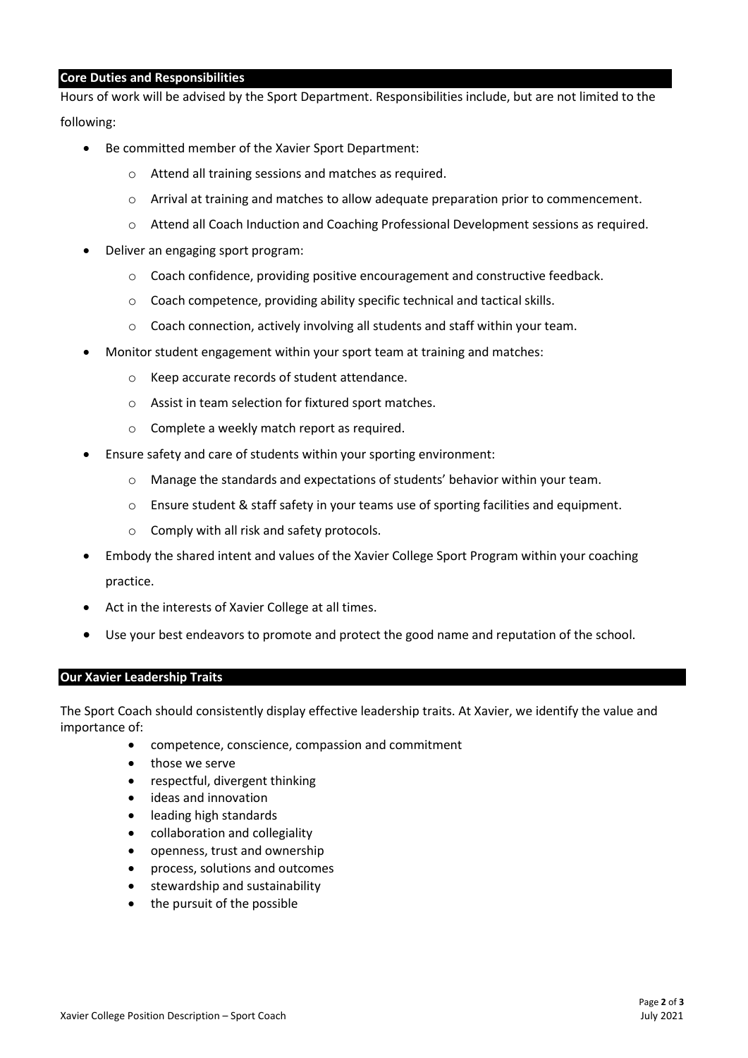## Core Duties and Responsibilities

Hours of work will be advised by the Sport Department. Responsibilities include, but are not limited to the following:

- Be committed member of the Xavier Sport Department:
    - Attend all training sessions and matches as required.
    - Arrival at training and matches to allow adequate preparation prior to commencement.
    - Attend all Coach Induction and Coaching Professional Development sessions as required.
- Deliver an engaging sport program:
    - Coach confidence, providing positive encouragement and constructive feedback.
    - Coach competence, providing ability specific technical and tactical skills.
    - Coach connection, actively involving all students and staff within your team.
- Monitor student engagement within your sport team at training and matches:
    - Keep accurate records of student attendance.
    - Assist in team selection for fixtured sport matches.
    - Complete a weekly match report as required.
- Ensure safety and care of students within your sporting environment:
    - Manage the standards and expectations of students' behavior within your team.
    - Ensure student & staff safety in your teams use of sporting facilities and equipment.
    - Comply with all risk and safety protocols.
- Embody the shared intent and values of the Xavier College Sport Program within your coaching practice.
- Act in the interests of Xavier College at all times.
- Use your best endeavors to promote and protect the good name and reputation of the school.

## Our Xavier Leadership Traits

The Sport Coach should consistently display effective leadership traits. At Xavier, we identify the value and importance of:

- competence, conscience, compassion and commitment
- those we serve
- respectful, divergent thinking
- ideas and innovation
- leading high standards
- collaboration and collegiality
- openness, trust and ownership
- process, solutions and outcomes
- stewardship and sustainability
- the pursuit of the possible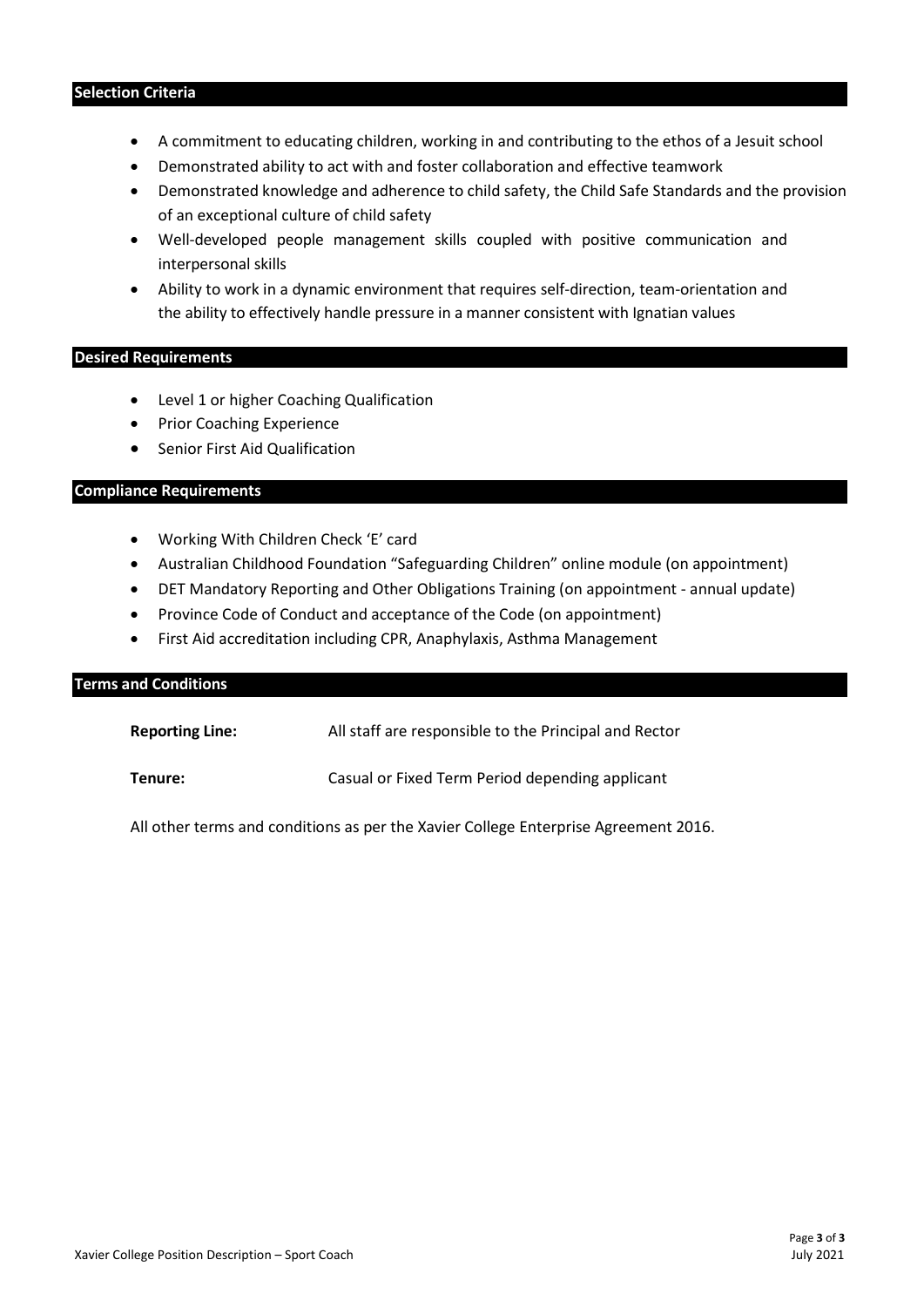## Selection Criteria

- A commitment to educating children, working in and contributing to the ethos of a Jesuit school
- Demonstrated ability to act with and foster collaboration and effective teamwork
- Demonstrated knowledge and adherence to child safety, the Child Safe Standards and the provision of an exceptional culture of child safety
- Well-developed people management skills coupled with positive communication and interpersonal skills
- Ability to work in a dynamic environment that requires self-direction, team-orientation and the ability to effectively handle pressure in a manner consistent with Ignatian values

## Desired Requirements

- Level 1 or higher Coaching Qualification
- Prior Coaching Experience
- Senior First Aid Qualification

## Compliance Requirements

- Working With Children Check 'E' card
- Australian Childhood Foundation "Safeguarding Children" online module (on appointment)
- DET Mandatory Reporting and Other Obligations Training (on appointment - annual update)
- Province Code of Conduct and acceptance of the Code (on appointment)
- First Aid accreditation including CPR, Anaphylaxis, Asthma Management

## Terms and Conditions

**Reporting Line:** All staff are responsible to the Principal and Rector

**Tenure:** Casual or Fixed Term Period depending applicant

All other terms and conditions as per the Xavier College Enterprise Agreement 2016.